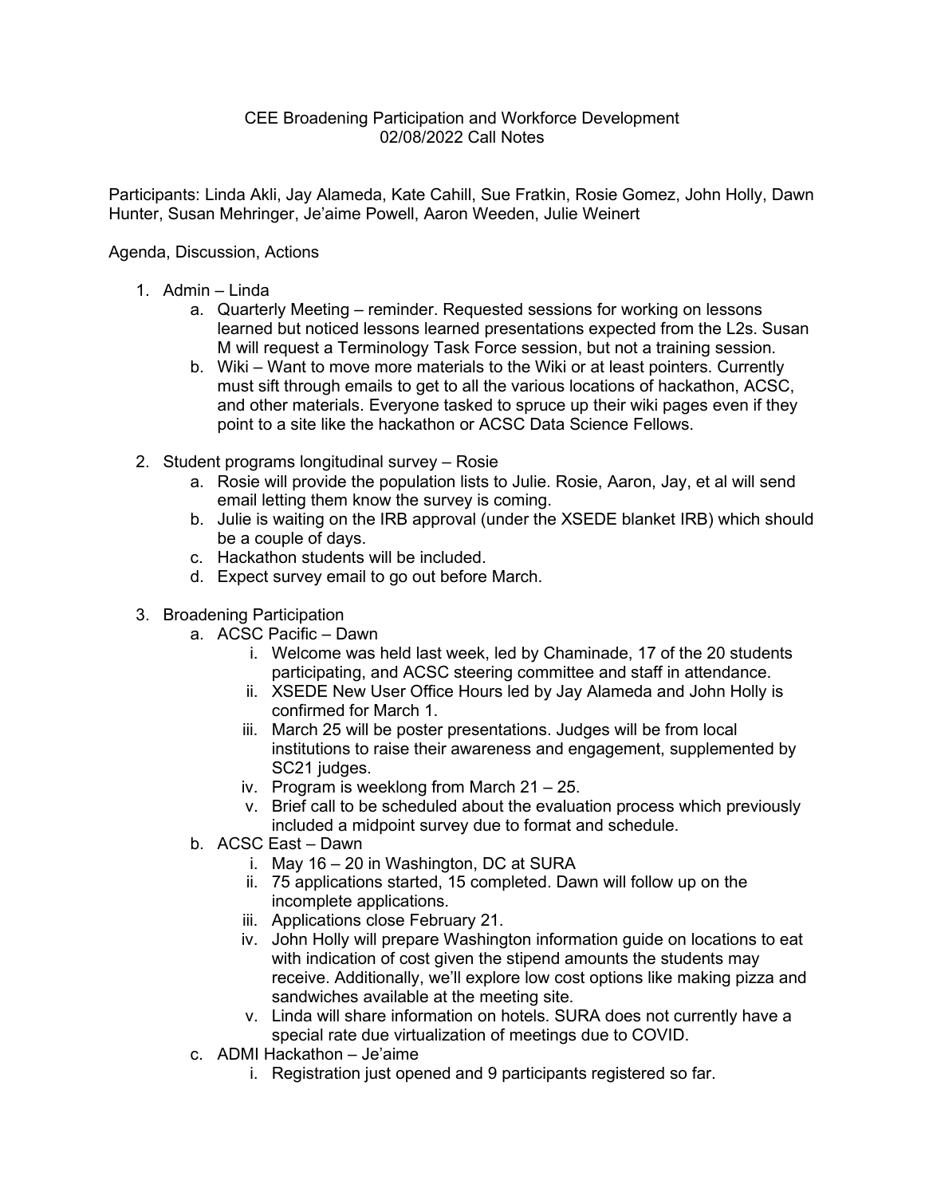# CEE Broadening Participation and Workforce Development
## 02/08/2022 Call Notes

Participants: Linda Akli, Jay Alameda, Kate Cahill, Sue Fratkin, Rosie Gomez, John Holly, Dawn Hunter, Susan Mehringer, Je'aime Powell, Aaron Weeden, Julie Weinert

Agenda, Discussion, Actions

1. Admin – Linda
   a. Quarterly Meeting – reminder. Requested sessions for working on lessons learned but noticed lessons learned presentations expected from the L2s. Susan M will request a Terminology Task Force session, but not a training session.
   b. Wiki – Want to move more materials to the Wiki or at least pointers. Currently must sift through emails to get to all the various locations of hackathon, ACSC, and other materials. Everyone tasked to spruce up their wiki pages even if they point to a site like the hackathon or ACSC Data Science Fellows.

2. Student programs longitudinal survey – Rosie
   a. Rosie will provide the population lists to Julie. Rosie, Aaron, Jay, et al will send email letting them know the survey is coming.
   b. Julie is waiting on the IRB approval (under the XSEDE blanket IRB) which should be a couple of days.
   c. Hackathon students will be included.
   d. Expect survey email to go out before March.

3. Broadening Participation
   a. ACSC Pacific – Dawn
      i. Welcome was held last week, led by Chaminade, 17 of the 20 students participating, and ACSC steering committee and staff in attendance.
      ii. XSEDE New User Office Hours led by Jay Alameda and John Holly is confirmed for March 1.
      iii. March 25 will be poster presentations. Judges will be from local institutions to raise their awareness and engagement, supplemented by SC21 judges.
      iv. Program is weeklong from March 21 – 25.
      v. Brief call to be scheduled about the evaluation process which previously included a midpoint survey due to format and schedule.
   b. ACSC East – Dawn
      i. May 16 – 20 in Washington, DC at SURA
      ii. 75 applications started, 15 completed. Dawn will follow up on the incomplete applications.
      iii. Applications close February 21.
      iv. John Holly will prepare Washington information guide on locations to eat with indication of cost given the stipend amounts the students may receive. Additionally, we'll explore low cost options like making pizza and sandwiches available at the meeting site.
      v. Linda will share information on hotels. SURA does not currently have a special rate due virtualization of meetings due to COVID.
   c. ADMI Hackathon – Je'aime
      i. Registration just opened and 9 participants registered so far.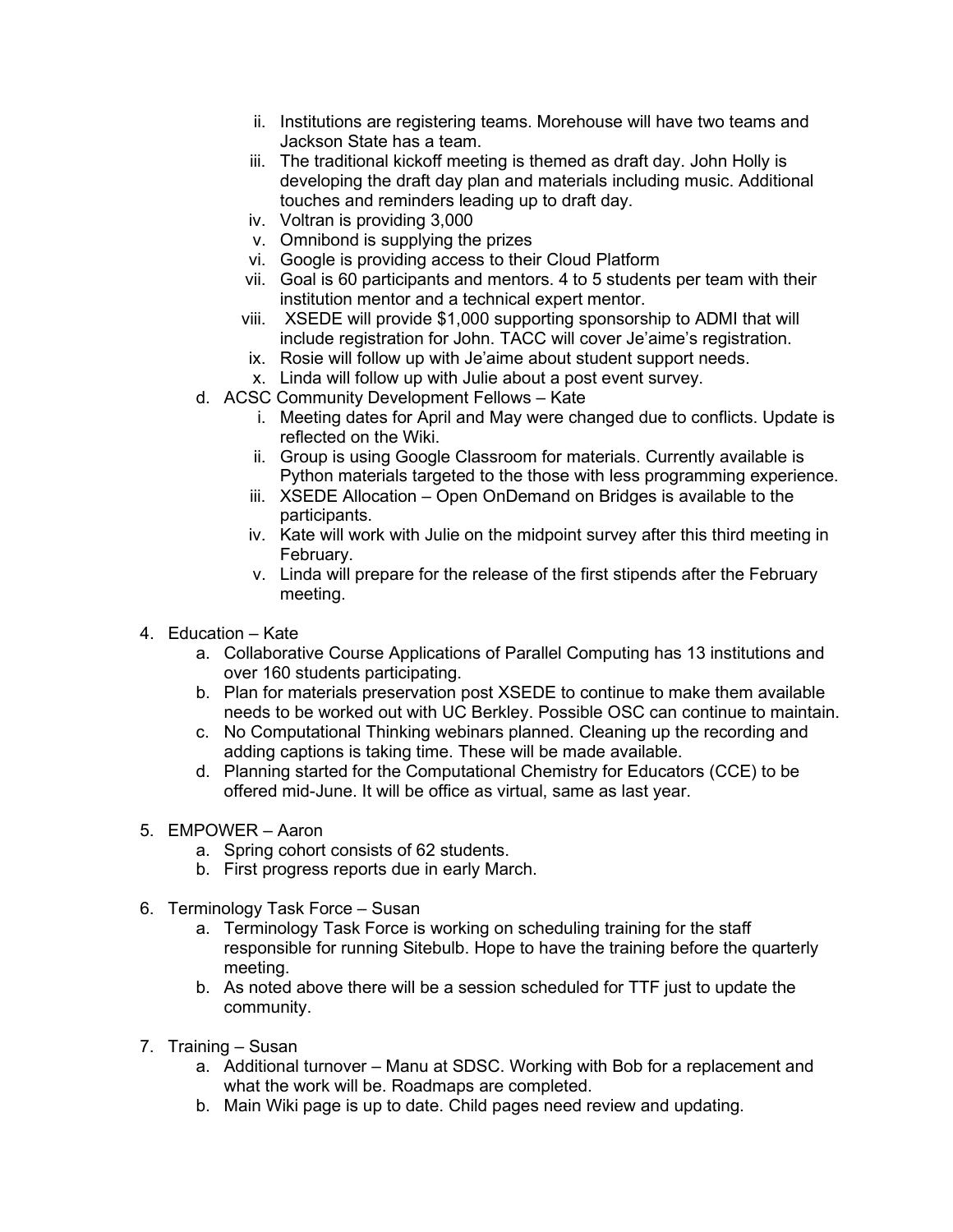- ii. Institutions are registering teams. Morehouse will have two teams and Jackson State has a team.
- iii. The traditional kickoff meeting is themed as draft day. John Holly is developing the draft day plan and materials including music. Additional touches and reminders leading up to draft day.
- iv. Voltran is providing 3,000
- v. Omnibond is supplying the prizes
- vi. Google is providing access to their Cloud Platform
- vii. Goal is 60 participants and mentors. 4 to 5 students per team with their institution mentor and a technical expert mentor.
- viii. XSEDE will provide $1,000 supporting sponsorship to ADMI that will include registration for John. TACC will cover Je'aime's registration.
- ix. Rosie will follow up with Je'aime about student support needs.
- x. Linda will follow up with Julie about a post event survey.

d. ACSC Community Development Fellows – Kate
- i. Meeting dates for April and May were changed due to conflicts. Update is reflected on the Wiki.
- ii. Group is using Google Classroom for materials. Currently available is Python materials targeted to the those with less programming experience.
- iii. XSEDE Allocation – Open OnDemand on Bridges is available to the participants.
- iv. Kate will work with Julie on the midpoint survey after this third meeting in February.
- v. Linda will prepare for the release of the first stipends after the February meeting.

4. Education – Kate
   a. Collaborative Course Applications of Parallel Computing has 13 institutions and over 160 students participating.
   b. Plan for materials preservation post XSEDE to continue to make them available needs to be worked out with UC Berkley. Possible OSC can continue to maintain.
   c. No Computational Thinking webinars planned. Cleaning up the recording and adding captions is taking time. These will be made available.
   d. Planning started for the Computational Chemistry for Educators (CCE) to be offered mid-June. It will be office as virtual, same as last year.

5. EMPOWER – Aaron
   a. Spring cohort consists of 62 students.
   b. First progress reports due in early March.

6. Terminology Task Force – Susan
   a. Terminology Task Force is working on scheduling training for the staff responsible for running Sitebulb. Hope to have the training before the quarterly meeting.
   b. As noted above there will be a session scheduled for TTF just to update the community.

7. Training – Susan
   a. Additional turnover – Manu at SDSC. Working with Bob for a replacement and what the work will be. Roadmaps are completed.
   b. Main Wiki page is up to date. Child pages need review and updating.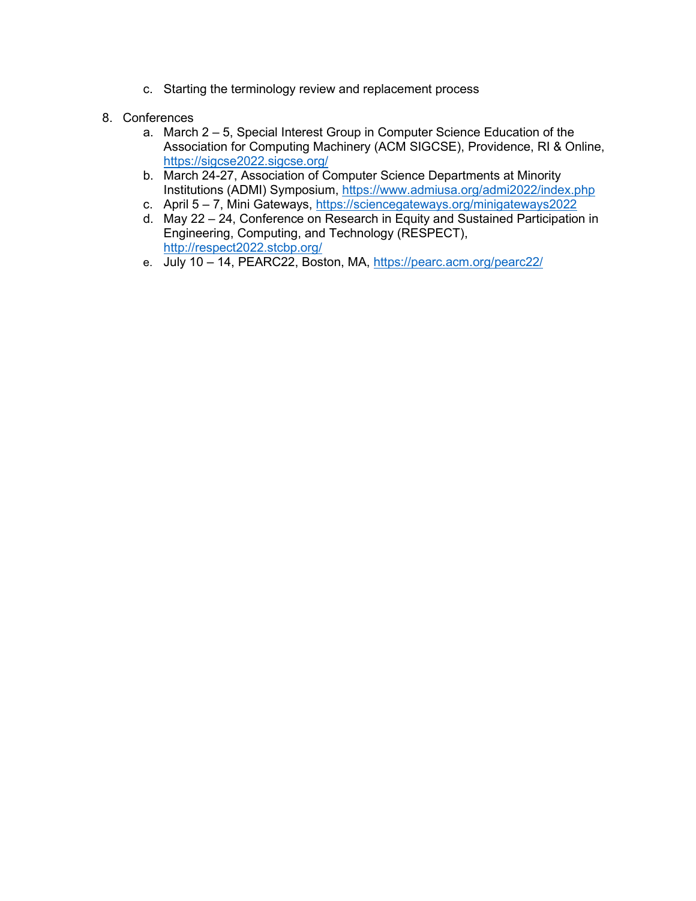c. Starting the terminology review and replacement process

8. Conferences
   a. March 2 – 5, Special Interest Group in Computer Science Education of the Association for Computing Machinery (ACM SIGCSE), Providence, RI & Online, https://sigcse2022.sigcse.org/
   b. March 24-27, Association of Computer Science Departments at Minority Institutions (ADMI) Symposium, https://www.admiusa.org/admi2022/index.php
   c. April 5 – 7, Mini Gateways, https://sciencegateways.org/minigateways2022
   d. May 22 – 24, Conference on Research in Equity and Sustained Participation in Engineering, Computing, and Technology (RESPECT), http://respect2022.stcbp.org/
   e. July 10 – 14, PEARC22, Boston, MA, https://pearc.acm.org/pearc22/